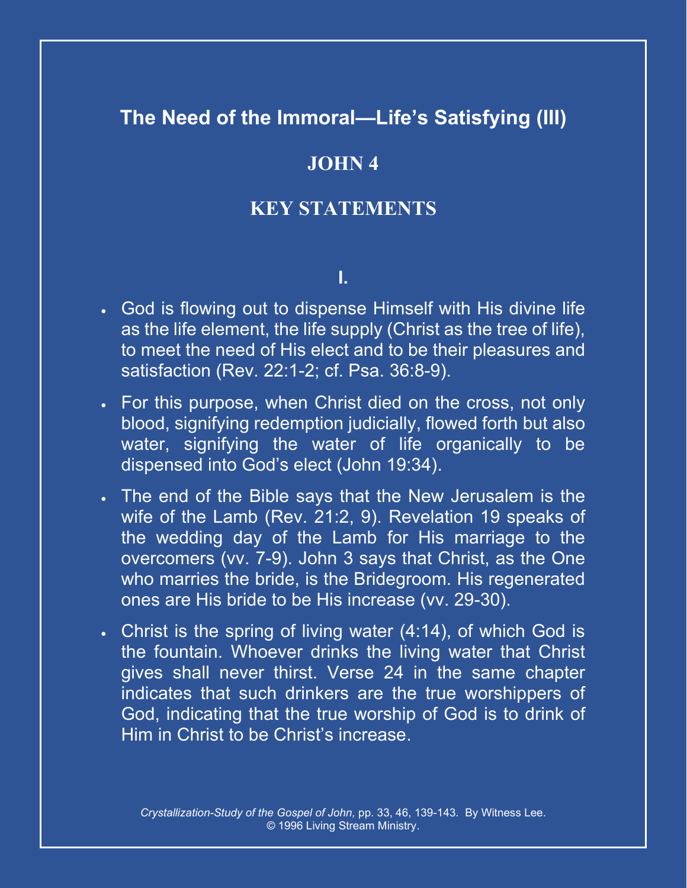## The Need of the Immoral—Life's Satisfying (III)

## JOHN 4

## KEY STATEMENTS

### I.

- God is flowing out to dispense Himself with His divine life as the life element, the life supply (Christ as the tree of life), to meet the need of His elect and to be their pleasures and satisfaction (Rev. 22:1-2; cf. Psa. 36:8-9).
- For this purpose, when Christ died on the cross, not only blood, signifying redemption judicially, flowed forth but also water, signifying the water of life organically to be dispensed into God's elect (John 19:34).
- The end of the Bible says that the New Jerusalem is the wife of the Lamb (Rev. 21:2, 9). Revelation 19 speaks of the wedding day of the Lamb for His marriage to the overcomers (vv. 7-9). John 3 says that Christ, as the One who marries the bride, is the Bridegroom. His regenerated ones are His bride to be His increase (vv. 29-30).
- Christ is the spring of living water (4:14), of which God is the fountain. Whoever drinks the living water that Christ gives shall never thirst. Verse 24 in the same chapter indicates that such drinkers are the true worshippers of God, indicating that the true worship of God is to drink of Him in Christ to be Christ's increase.

*Crystallization-Study of the Gospel of John,* pp. 33, 46, 139-143. By Witness Lee.
© 1996 Living Stream Ministry.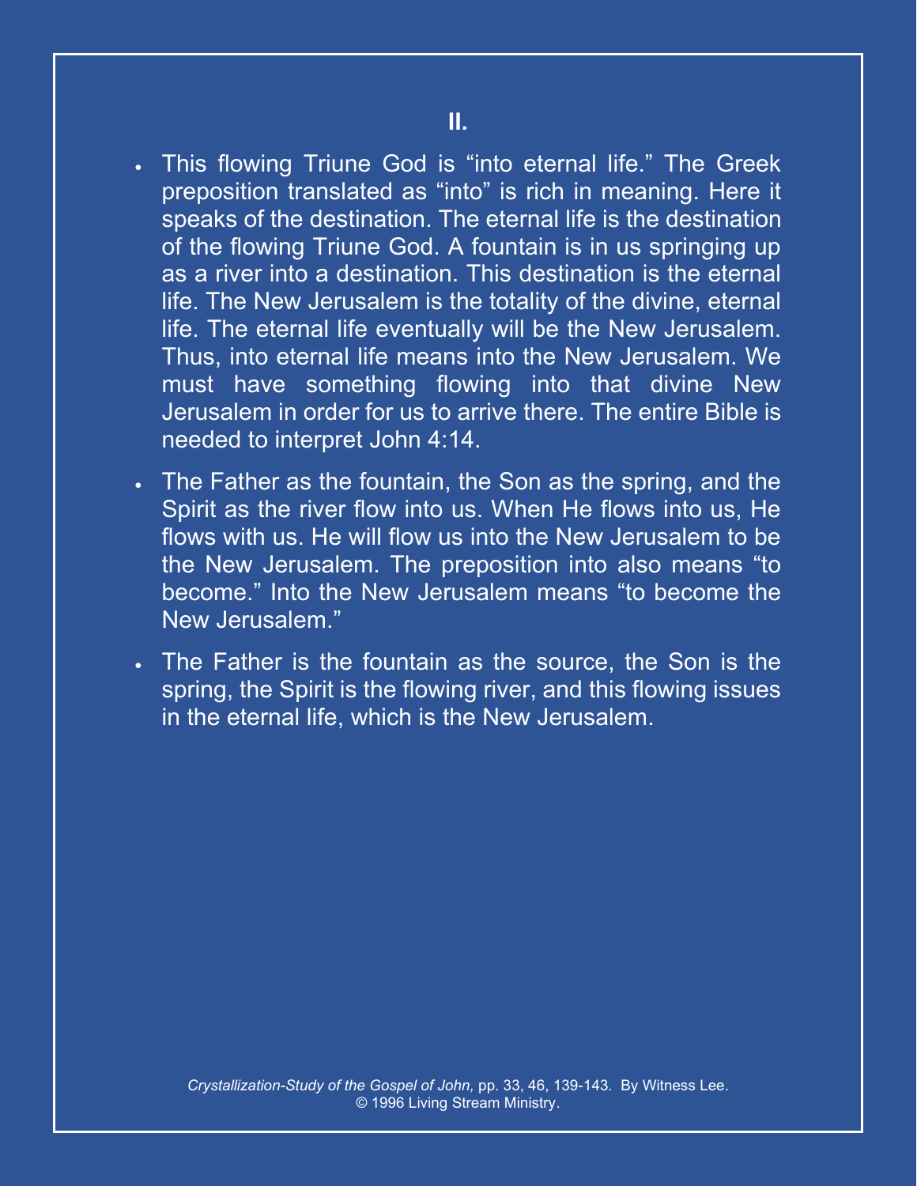## II.

- This flowing Triune God is “into eternal life.” The Greek preposition translated as “into” is rich in meaning. Here it speaks of the destination. The eternal life is the destination of the flowing Triune God. A fountain is in us springing up as a river into a destination. This destination is the eternal life. The New Jerusalem is the totality of the divine, eternal life. The eternal life eventually will be the New Jerusalem. Thus, into eternal life means into the New Jerusalem. We must have something flowing into that divine New Jerusalem in order for us to arrive there. The entire Bible is needed to interpret John 4:14.
- The Father as the fountain, the Son as the spring, and the Spirit as the river flow into us. When He flows into us, He flows with us. He will flow us into the New Jerusalem to be the New Jerusalem. The preposition into also means “to become.” Into the New Jerusalem means “to become the New Jerusalem.”
- The Father is the fountain as the source, the Son is the spring, the Spirit is the flowing river, and this flowing issues in the eternal life, which is the New Jerusalem.

*Crystallization-Study of the Gospel of John,* pp. 33, 46, 139-143. By Witness Lee.
© 1996 Living Stream Ministry.